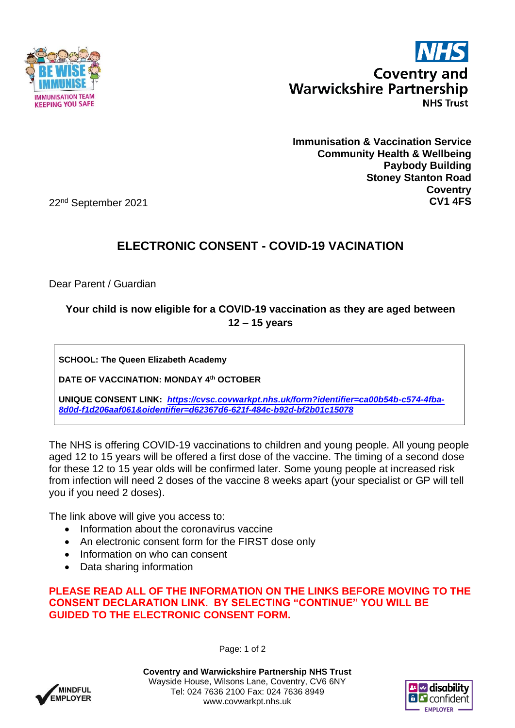Immunisation & Vaccination Service
Community Health & Wellbeing
Paybody Building
Stoney Stanton Road
Coventry
CV1 4FS

22nd September 2021

# ELECTRONIC CONSENT - COVID-19 VACINATION

Dear Parent / Guardian

**Your child is now eligible for a COVID-19 vaccination as they are aged between 12 – 15 years**

**SCHOOL: The Queen Elizabeth Academy**

**DATE OF VACCINATION: MONDAY 4th OCTOBER**

**UNIQUE CONSENT LINK:** ***https://cvsc.covwarkpt.nhs.uk/form?identifier=ca00b54b-c574-4fba-8d0d-f1d206aaf061&oidentifier=d62367d6-621f-484c-b92d-bf2b01c15078***

The NHS is offering COVID-19 vaccinations to children and young people. All young people aged 12 to 15 years will be offered a first dose of the vaccine. The timing of a second dose for these 12 to 15 year olds will be confirmed later. Some young people at increased risk from infection will need 2 doses of the vaccine 8 weeks apart (your specialist or GP will tell you if you need 2 doses).

The link above will give you access to:

- Information about the coronavirus vaccine
- An electronic consent form for the FIRST dose only
- Information on who can consent
- Data sharing information

**PLEASE READ ALL OF THE INFORMATION ON THE LINKS BEFORE MOVING TO THE CONSENT DECLARATION LINK. BY SELECTING "CONTINUE" YOU WILL BE GUIDED TO THE ELECTRONIC CONSENT FORM.**

**Coventry and Warwickshire Partnership NHS Trust**
Wayside House, Wilsons Lane, Coventry, CV6 6NY
Tel: 024 7636 2100 Fax: 024 7636 8949
www.covwarkpt.nhs.uk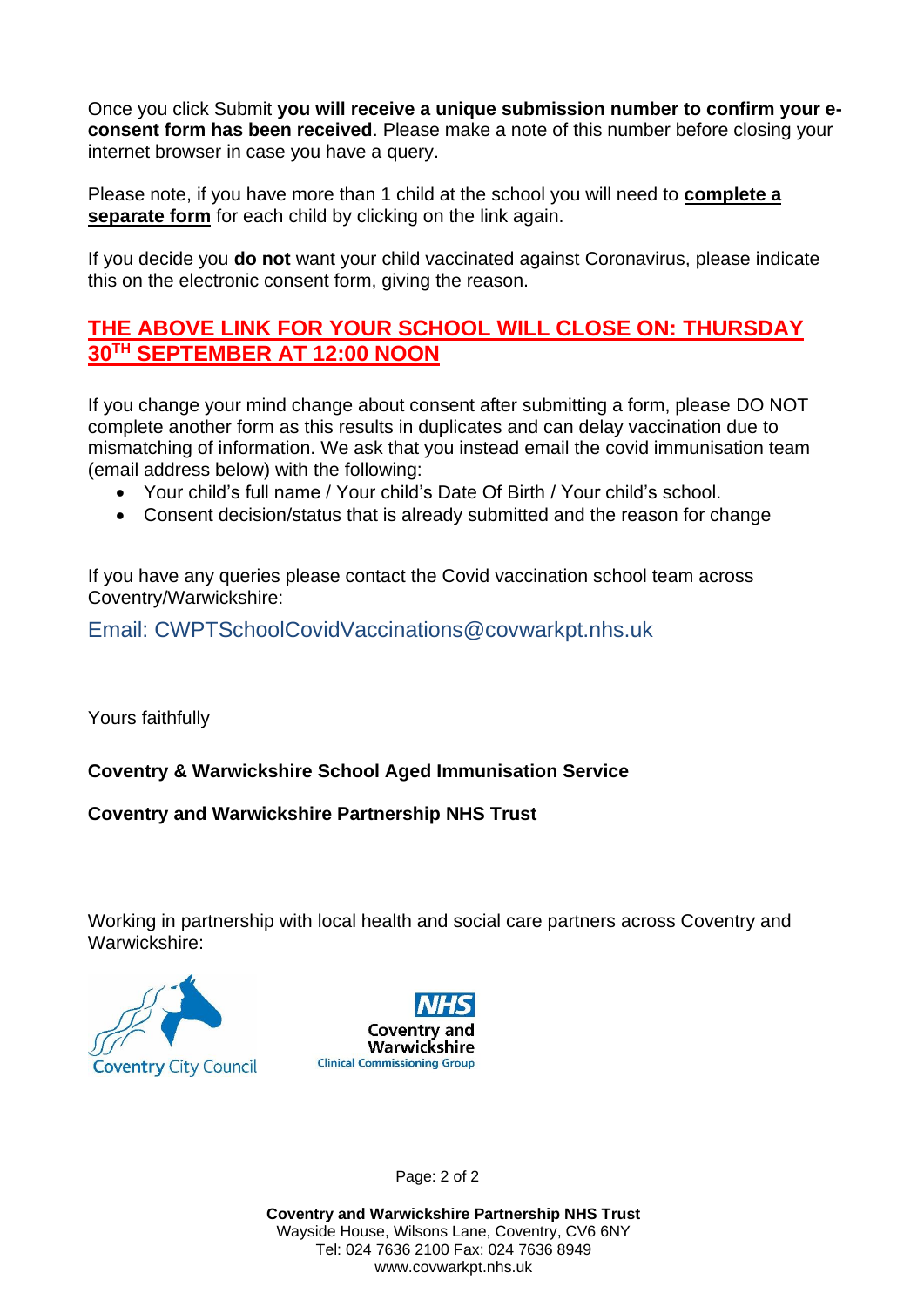Once you click Submit **you will receive a unique submission number to confirm your e-consent form has been received**. Please make a note of this number before closing your internet browser in case you have a query.

Please note, if you have more than 1 child at the school you will need to **complete a separate form** for each child by clicking on the link again.

If you decide you **do not** want your child vaccinated against Coronavirus, please indicate this on the electronic consent form, giving the reason.

**THE ABOVE LINK FOR YOUR SCHOOL WILL CLOSE ON: THURSDAY 30TH SEPTEMBER AT 12:00 NOON**

If you change your mind change about consent after submitting a form, please DO NOT complete another form as this results in duplicates and can delay vaccination due to mismatching of information. We ask that you instead email the covid immunisation team (email address below) with the following:

- Your child's full name / Your child's Date Of Birth / Your child's school.
- Consent decision/status that is already submitted and the reason for change

If you have any queries please contact the Covid vaccination school team across Coventry/Warwickshire:

Email: CWPTSchoolCovidVaccinations@covwarkpt.nhs.uk

Yours faithfully

**Coventry & Warwickshire School Aged Immunisation Service**

**Coventry and Warwickshire Partnership NHS Trust**

Working in partnership with local health and social care partners across Coventry and Warwickshire:

Coventry City Council

NHS Coventry and Warwickshire Clinical Commissioning Group

**Coventry and Warwickshire Partnership NHS Trust**
Wayside House, Wilsons Lane, Coventry, CV6 6NY
Tel: 024 7636 2100 Fax: 024 7636 8949
www.covwarkpt.nhs.uk